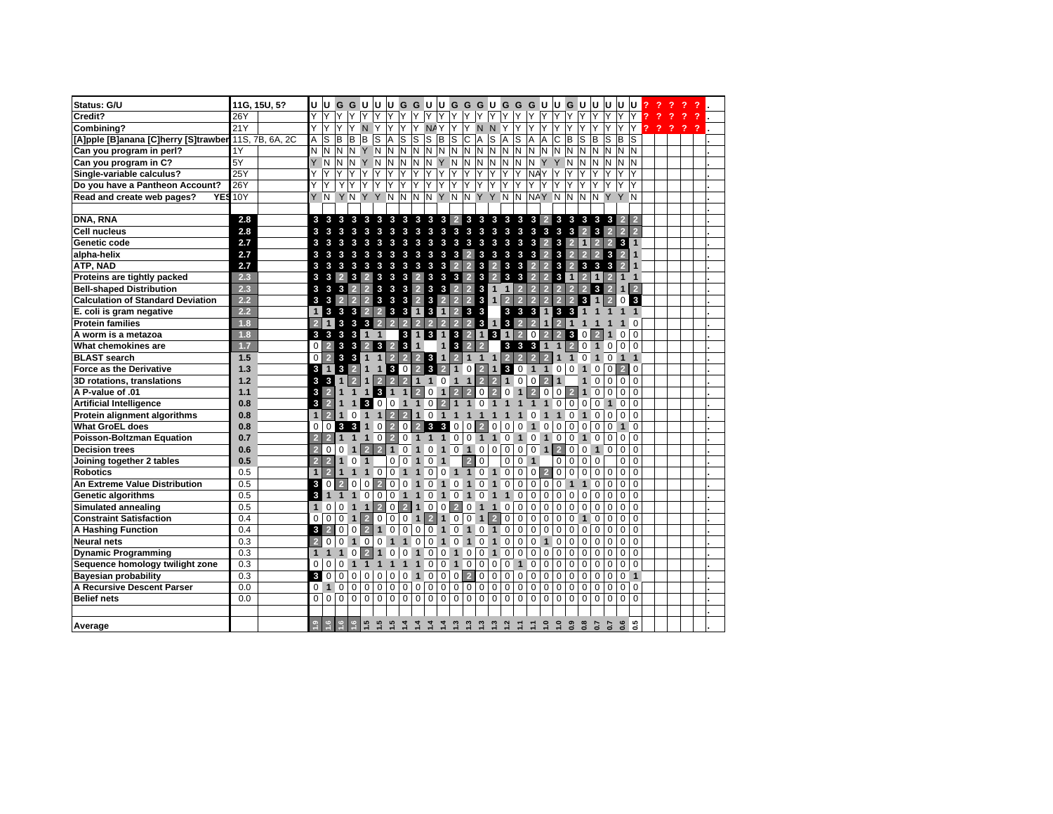| Status: G/U | 11G, 15U, 5? | | U | U | G | G | U | U | U | G | G | U | U | G | G | G | U | G | G | G | U | U | G | U | U | U | U | U | ? | ? | ? | ? | ? | . |
|---|---|---|---|---|---|---|---|---|---|---|---|---|---|---|---|---|---|---|---|---|---|---|---|---|---|---|---|---|---|---|---|---|---|---|
| Credit? | 26Y | | Y | Y | Y | Y | Y | Y | Y | Y | Y | Y | Y | Y | Y | Y | Y | Y | Y | Y | Y | Y | Y | Y | Y | Y | Y | Y | ? | ? | ? | ? | ? | . |
| Combining? | 21Y | | Y | Y | Y | Y | N | Y | Y | Y | Y | NA | Y | Y | Y | N | N | Y | Y | Y | Y | Y | Y | Y | Y | Y | Y | Y | ? | ? | ? | ? | ? | . |
| [A]pple [B]anana [C]herry [S]trawberry | 11S, 7B, 6A, 2C | | A | S | B | B | B | S | A | S | S | S | B | S | C | A | S | A | S | A | A | C | B | S | B | S | B | S | | | | | | . |
| Can you program in perl? | 1Y | | N | N | N | N | Y | N | N | N | N | N | N | N | N | N | N | N | N | N | N | N | N | N | N | N | N | N | | | | | | . |
| Can you program in C? | 5Y | | Y | N | N | N | Y | N | N | N | N | N | Y | N | N | N | N | N | N | Y | Y | N | N | N | N | N | N | N | | | | | | . |
| Single-variable calculus? | 25Y | | Y | Y | Y | Y | Y | Y | Y | Y | Y | Y | Y | Y | Y | Y | Y | Y | Y | NA | Y | Y | Y | Y | Y | Y | Y | Y | | | | | | . |
| Do you have a Pantheon Account? | 26Y | | Y | Y | Y | Y | Y | Y | Y | Y | Y | Y | Y | Y | Y | Y | Y | Y | Y | Y | Y | Y | Y | Y | Y | Y | Y | Y | | | | | | . |
| Read and create web pages? YES | 10Y | | Y | N | Y | N | Y | Y | N | N | N | N | Y | N | N | Y | Y | N | N | NA | Y | N | N | N | N | Y | Y | N | | | | | | . |
| | | | | | | | | | | | | | | | | | | | | | | | | | | | | | | | | | | . |
| DNA, RNA | 2.8 | | 3 | 3 | 3 | 3 | 3 | 3 | 3 | 3 | 3 | 3 | 3 | 3 | 2 | 3 | 3 | 3 | 3 | 3 | 3 | 2 | 3 | 3 | 3 | 3 | 2 | 2 | | | | | | . |
| Cell nucleus | 2.8 | | 3 | 3 | 3 | 3 | 3 | 3 | 3 | 3 | 3 | 3 | 3 | 3 | 3 | 3 | 3 | 3 | 3 | 3 | 3 | 3 | 3 | 2 | 3 | 2 | 2 | 2 | | | | | | . |
| Genetic code | 2.7 | | 3 | 3 | 3 | 3 | 3 | 3 | 3 | 3 | 3 | 3 | 3 | 3 | 3 | 3 | 3 | 3 | 3 | 3 | 2 | 3 | 2 | 1 | 2 | 2 | 3 | 1 | | | | | | . |
| alpha-helix | 2.7 | | 3 | 3 | 3 | 3 | 3 | 3 | 3 | 3 | 3 | 3 | 3 | 3 | 2 | 3 | 3 | 3 | 3 | 3 | 2 | 3 | 2 | 2 | 2 | 3 | 2 | 1 | | | | | | . |
| ATP, NAD | 2.7 | | 3 | 3 | 3 | 3 | 3 | 3 | 3 | 3 | 3 | 3 | 3 | 2 | 2 | 3 | 2 | 3 | 3 | 2 | 2 | 3 | 2 | 3 | 3 | 3 | 2 | 1 | | | | | | . |
| Proteins are tightly packed | 2.3 | | 3 | 3 | 2 | 3 | 2 | 3 | 3 | 3 | 2 | 3 | 3 | 3 | 2 | 3 | 2 | 3 | 3 | 2 | 2 | 3 | 1 | 2 | 1 | 2 | 1 | 1 | | | | | | . |
| Bell-shaped Distribution | 2.3 | | 3 | 3 | 3 | 2 | 2 | 3 | 3 | 3 | 2 | 3 | 3 | 2 | 2 | 3 | 1 | 1 | 2 | 2 | 2 | 2 | 2 | 2 | 3 | 2 | 1 | 2 | | | | | | . |
| Calculation of Standard Deviation | 2.2 | | 3 | 3 | 2 | 2 | 2 | 3 | 3 | 3 | 2 | 3 | 2 | 2 | 2 | 3 | 1 | 2 | 2 | 2 | 2 | 2 | 2 | 3 | 1 | 2 | 0 | 3 | | | | | | . |
| E. coli is gram negative | 2.2 | | 1 | 3 | 3 | 3 | 2 | 2 | 3 | 3 | 1 | 3 | 1 | 2 | 3 | 3 | | 3 | 3 | 3 | 1 | 3 | 3 | 1 | 1 | 1 | 1 | 1 | | | | | | . |
| Protein families | 1.8 | | 2 | 1 | 3 | 3 | 3 | 2 | 2 | 2 | 2 | 2 | 2 | 2 | 2 | 3 | 1 | 3 | 2 | 2 | 1 | 2 | 1 | 1 | 1 | 1 | 1 | 0 | | | | | | . |
| A worm is a metazoa | 1.8 | | 3 | 3 | 3 | 3 | 1 | 1 | | 3 | 1 | 3 | 1 | 3 | 2 | 1 | 3 | 1 | 2 | 0 | 2 | 2 | 3 | 0 | 2 | 1 | 0 | 0 | | | | | | . |
| What chemokines are | 1.7 | | 0 | 2 | 3 | 3 | 2 | 3 | 2 | 3 | 1 | | 1 | 3 | 2 | 2 | | 3 | 3 | 3 | 1 | 1 | 2 | 0 | 1 | 0 | 0 | 0 | | | | | | . |
| BLAST search | 1.5 | | 0 | 2 | 3 | 3 | 1 | 1 | 2 | 2 | 2 | 3 | 1 | 2 | 1 | 1 | 1 | 2 | 2 | 2 | 2 | 1 | 1 | 0 | 1 | 0 | 1 | 1 | | | | | | . |
| Force as the Derivative | 1.3 | | 3 | 1 | 3 | 2 | 1 | 1 | 3 | 0 | 2 | 3 | 2 | 1 | 0 | 2 | 1 | 3 | 0 | 1 | 1 | 0 | 0 | 1 | 0 | 0 | 2 | 0 | | | | | | . |
| 3D rotations, translations | 1.2 | | 3 | 3 | 1 | 2 | 1 | 2 | 2 | 2 | 1 | 1 | 0 | 1 | 1 | 2 | 2 | 1 | 0 | 0 | 2 | 1 | | 1 | 0 | 0 | 0 | 0 | | | | | | . |
| A P-value of .01 | 1.1 | | 3 | 2 | 1 | 1 | 1 | 3 | 1 | 1 | 2 | 0 | 1 | 2 | 2 | 0 | 2 | 0 | 1 | 2 | 0 | 0 | 2 | 1 | 0 | 0 | 0 | 0 | | | | | | . |
| Artificial Intelligence | 0.8 | | 3 | 2 | 1 | 1 | 3 | 0 | 0 | 1 | 1 | 0 | 2 | 1 | 1 | 0 | 1 | 1 | 1 | 1 | 1 | 0 | 0 | 0 | 0 | 1 | 0 | 0 | | | | | | . |
| Protein alignment algorithms | 0.8 | | 1 | 2 | 1 | 0 | 1 | 1 | 2 | 2 | 1 | 0 | 1 | 1 | 1 | 1 | 1 | 1 | 1 | 0 | 1 | 1 | 0 | 1 | 0 | 0 | 0 | 0 | | | | | | . |
| What GroEL does | 0.8 | | 0 | 0 | 3 | 3 | 1 | 0 | 2 | 0 | 2 | 3 | 3 | 0 | 0 | 2 | 0 | 0 | 0 | 1 | 0 | 0 | 0 | 0 | 0 | 0 | 1 | 0 | | | | | | . |
| Poisson-Boltzman Equation | 0.7 | | 2 | 2 | 1 | 1 | 1 | 0 | 2 | 0 | 1 | 1 | 1 | 0 | 0 | 1 | 1 | 0 | 1 | 0 | 1 | 0 | 0 | 1 | 0 | 0 | 0 | 0 | | | | | | . |
| Decision trees | 0.6 | | 2 | 0 | 0 | 1 | 2 | 2 | 1 | 0 | 1 | 0 | 1 | 0 | 1 | 0 | 0 | 0 | 0 | 0 | 1 | 2 | 0 | 0 | 1 | 0 | 0 | 0 | | | | | | . |
| Joining together 2 tables | 0.5 | | 2 | 2 | 1 | 0 | 1 | | 0 | 0 | 1 | 0 | 1 | | 2 | 0 | | 0 | 0 | 1 | | 0 | 0 | 0 | 0 | | 0 | 0 | | | | | | . |
| Robotics | 0.5 | | 1 | 2 | 1 | 1 | 1 | 0 | 0 | 1 | 1 | 0 | 0 | 1 | 1 | 0 | 1 | 0 | 0 | 0 | 2 | 0 | 0 | 0 | 0 | 0 | 0 | 0 | | | | | | . |
| An Extreme Value Distribution | 0.5 | | 3 | 0 | 2 | 0 | 0 | 2 | 0 | 0 | 1 | 0 | 1 | 0 | 1 | 0 | 1 | 0 | 0 | 0 | 0 | 0 | 1 | 1 | 0 | 0 | 0 | 0 | | | | | | . |
| Genetic algorithms | 0.5 | | 3 | 1 | 1 | 1 | 0 | 0 | 0 | 1 | 1 | 0 | 1 | 0 | 1 | 0 | 1 | 1 | 0 | 0 | 0 | 0 | 0 | 0 | 0 | 0 | 0 | 0 | | | | | | . |
| Simulated annealing | 0.5 | | 1 | 0 | 0 | 1 | 1 | 2 | 0 | 2 | 1 | 0 | 0 | 2 | 0 | 1 | 1 | 0 | 0 | 0 | 0 | 0 | 0 | 0 | 0 | 0 | 0 | 0 | | | | | | . |
| Constraint Satisfaction | 0.4 | | 0 | 0 | 0 | 1 | 2 | 0 | 0 | 0 | 1 | 2 | 1 | 0 | 0 | 1 | 2 | 0 | 0 | 0 | 0 | 0 | 0 | 1 | 0 | 0 | 0 | 0 | | | | | | . |
| A Hashing Function | 0.4 | | 3 | 2 | 0 | 0 | 2 | 1 | 0 | 0 | 0 | 0 | 1 | 0 | 1 | 0 | 1 | 0 | 0 | 0 | 0 | 0 | 0 | 0 | 0 | 0 | 0 | 0 | | | | | | . |
| Neural nets | 0.3 | | 2 | 0 | 0 | 1 | 0 | 0 | 1 | 1 | 0 | 0 | 1 | 0 | 1 | 0 | 1 | 0 | 0 | 0 | 1 | 0 | 0 | 0 | 0 | 0 | 0 | 0 | | | | | | . |
| Dynamic Programming | 0.3 | | 1 | 1 | 1 | 0 | 2 | 1 | 0 | 0 | 1 | 0 | 0 | 1 | 0 | 0 | 1 | 0 | 0 | 0 | 0 | 0 | 0 | 0 | 0 | 0 | 0 | 0 | | | | | | . |
| Sequence homology twilight zone | 0.3 | | 0 | 0 | 0 | 1 | 1 | 1 | 1 | 1 | 1 | 0 | 0 | 1 | 0 | 0 | 0 | 0 | 1 | 0 | 0 | 0 | 0 | 0 | 0 | 0 | 0 | 0 | | | | | | . |
| Bayesian probability | 0.3 | | 3 | 0 | 0 | 0 | 0 | 0 | 0 | 1 | 0 | 0 | 0 | 2 | 0 | 0 | 0 | 0 | 0 | 0 | 0 | 0 | 0 | 0 | 0 | 0 | 0 | 1 | | | | | | . |
| A Recursive Descent Parser | 0.0 | | 0 | 1 | 0 | 0 | 0 | 0 | 0 | 0 | 0 | 0 | 0 | 0 | 0 | 0 | 0 | 0 | 0 | 0 | 0 | 0 | 0 | 0 | 0 | 0 | 0 | 0 | | | | | | . |
| Belief nets | 0.0 | | 0 | 0 | 0 | 0 | 0 | 0 | 0 | 0 | 0 | 0 | 0 | 0 | 0 | 0 | 0 | 0 | 0 | 0 | 0 | 0 | 0 | 0 | 0 | 0 | 0 | 0 | | | | | | . |
| | | | | | | | | | | | | | | | | | | | | | | | | | | | | | | | | | | . |
| Average | | | 1.9 | 1.6 | 1.6 | 1.6 | 1.5 | 1.5 | 1.5 | 1.4 | 1.4 | 1.4 | 1.4 | 1.3 | 1.3 | 1.3 | 1.3 | 1.2 | 1.1 | 1.1 | 1.0 | 1.0 | 0.9 | 0.8 | 0.7 | 0.7 | 0.6 | 0.5 | | | | | | . |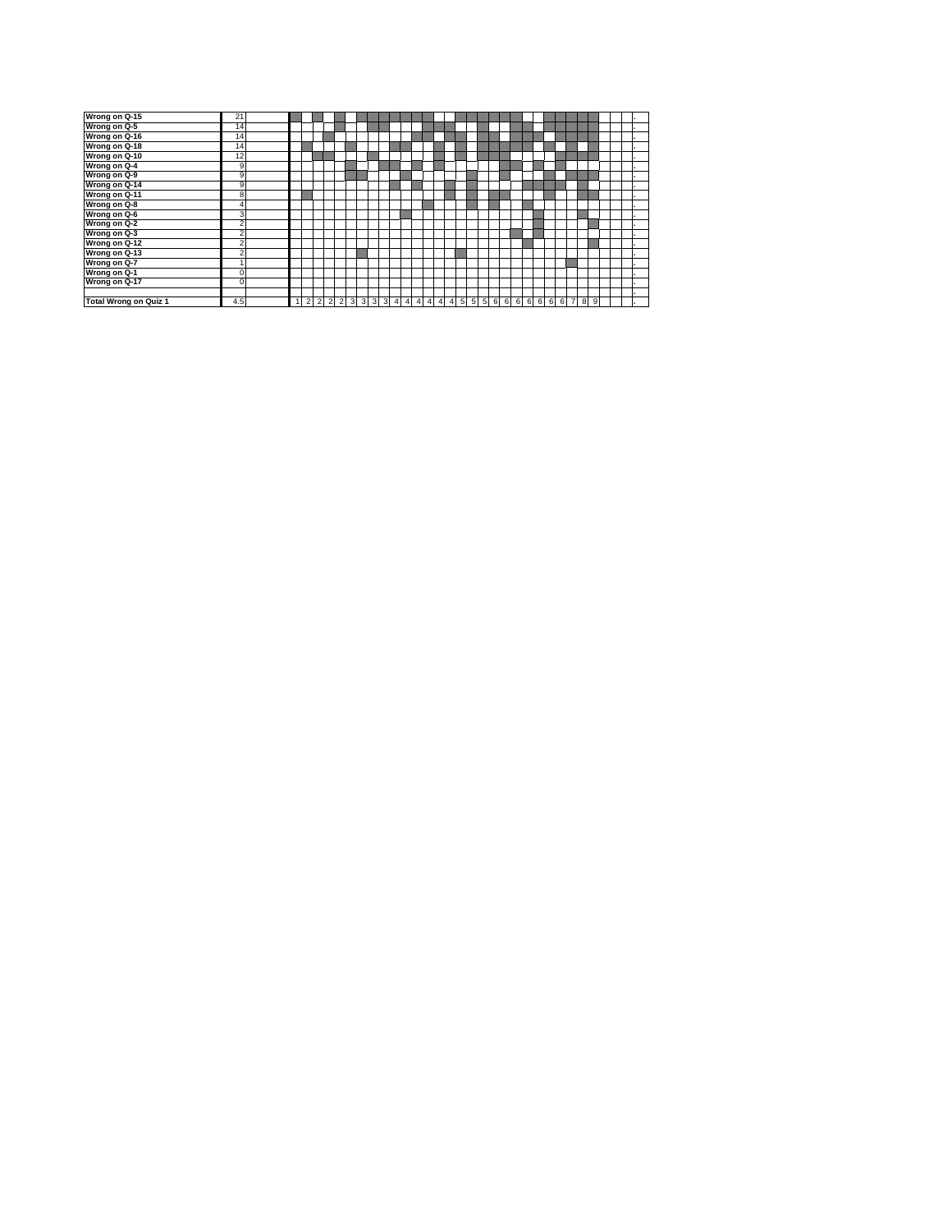| | | | | | | | | | | | | | | | | | | | | | | | | | | | | | |
|---|---|---|---|---|---|---|---|---|---|---|---|---|---|---|---|---|---|---|---|---|---|---|---|---|---|---|---|---|---|
| **Wrong on Q-15** | 21 | | | | | | | | | | | | | | | | | | | | | | | | | | | | |
| **Wrong on Q-5** | 14 | | | | | | | | | | | | | | | | | | | | | | | | | | | | |
| **Wrong on Q-16** | 14 | | | | | | | | | | | | | | | | | | | | | | | | | | | | |
| **Wrong on Q-18** | 14 | | | | | | | | | | | | | | | | | | | | | | | | | | | | |
| **Wrong on Q-10** | 12 | | | | | | | | | | | | | | | | | | | | | | | | | | | | |
| **Wrong on Q-4** | 9 | | | | | | | | | | | | | | | | | | | | | | | | | | | | |
| **Wrong on Q-9** | 9 | | | | | | | | | | | | | | | | | | | | | | | | | | | | |
| **Wrong on Q-14** | 9 | | | | | | | | | | | | | | | | | | | | | | | | | | | | |
| **Wrong on Q-11** | 8 | | | | | | | | | | | | | | | | | | | | | | | | | | | | |
| **Wrong on Q-8** | 4 | | | | | | | | | | | | | | | | | | | | | | | | | | | | |
| **Wrong on Q-6** | 3 | | | | | | | | | | | | | | | | | | | | | | | | | | | | |
| **Wrong on Q-2** | 2 | | | | | | | | | | | | | | | | | | | | | | | | | | | | |
| **Wrong on Q-3** | 2 | | | | | | | | | | | | | | | | | | | | | | | | | | | | |
| **Wrong on Q-12** | 2 | | | | | | | | | | | | | | | | | | | | | | | | | | | | |
| **Wrong on Q-13** | 2 | | | | | | | | | | | | | | | | | | | | | | | | | | | | |
| **Wrong on Q-7** | 1 | | | | | | | | | | | | | | | | | | | | | | | | | | | | |
| **Wrong on Q-1** | 0 | | | | | | | | | | | | | | | | | | | | | | | | | | | | |
| **Wrong on Q-17** | 0 | | | | | | | | | | | | | | | | | | | | | | | | | | | | |
| | | | | | | | | | | | | | | | | | | | | | | | | | | | | | |
| **Total Wrong on Quiz 1** | 4.5 | 1 | 2 | 2 | 2 | 2 | 3 | 3 | 3 | 3 | 4 | 4 | 4 | 4 | 4 | 4 | 5 | 5 | 5 | 6 | 6 | 6 | 6 | 6 | 6 | 6 | 7 | 8 | 9 |